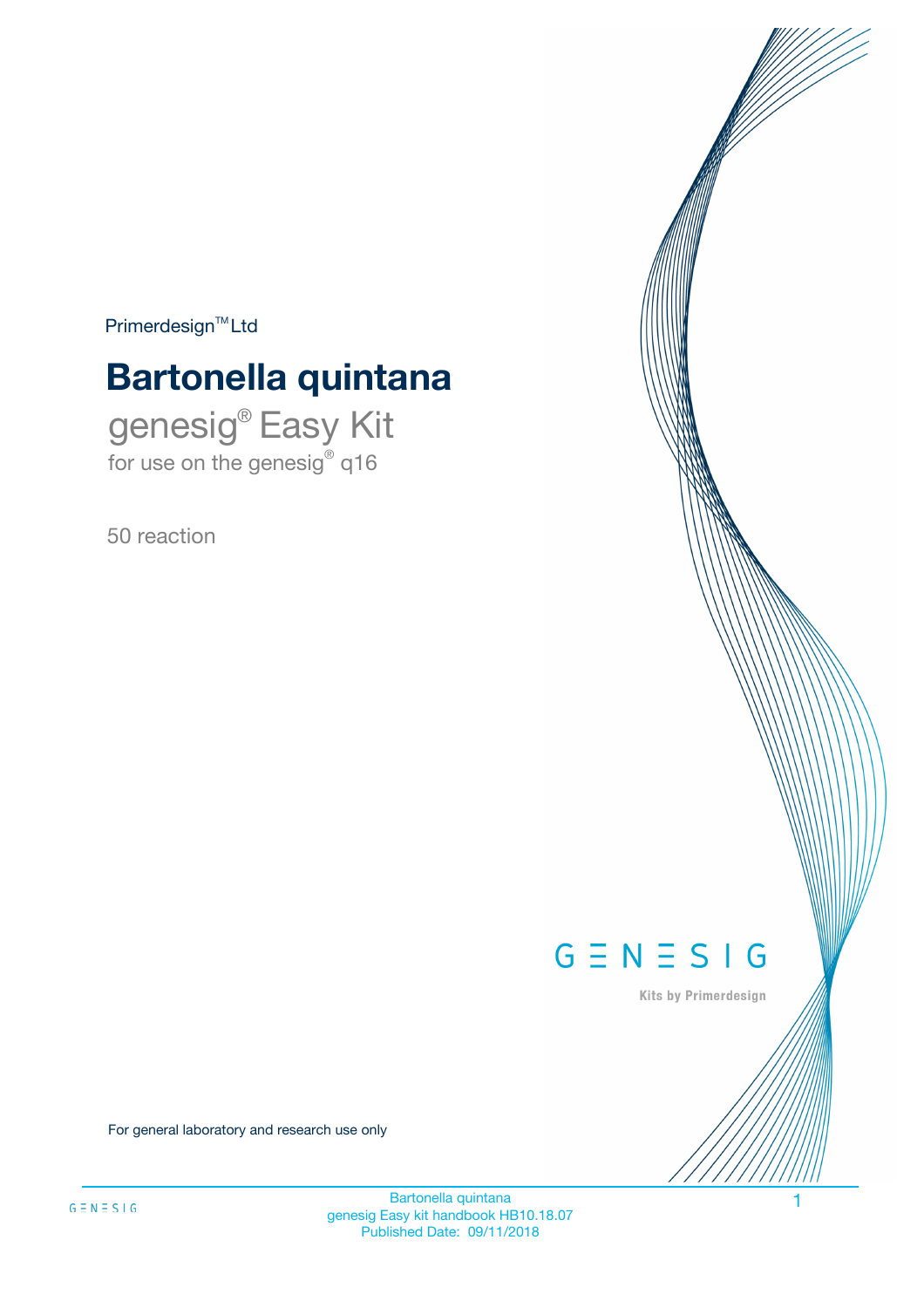Primerdesign™ Ltd

# Bartonella quintana

## genesig® Easy Kit

for use on the genesig® q16

50 reaction

GENESIG

Kits by Primerdesign

For general laboratory and research use only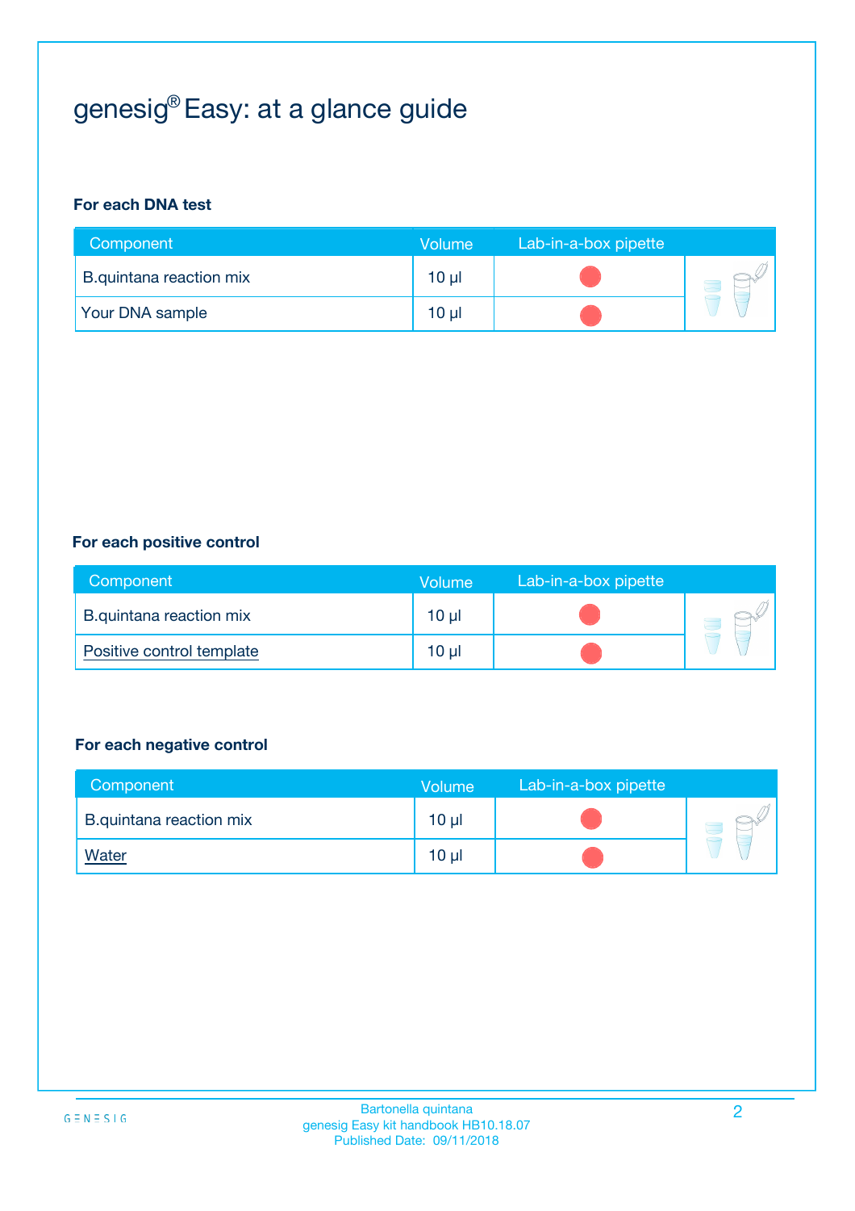# genesig® Easy: at a glance guide

**For each DNA test**

| Component | Volume | Lab-in-a-box pipette |
|---|---|---|
| B.quintana reaction mix | 10 µl | ● |
| Your DNA sample | 10 µl | ● |

**For each positive control**

| Component | Volume | Lab-in-a-box pipette |
|---|---|---|
| B.quintana reaction mix | 10 µl | ● |
| Positive control template | 10 µl | ● |

**For each negative control**

| Component | Volume | Lab-in-a-box pipette |
|---|---|---|
| B.quintana reaction mix | 10 µl | ● |
| Water | 10 µl | ● |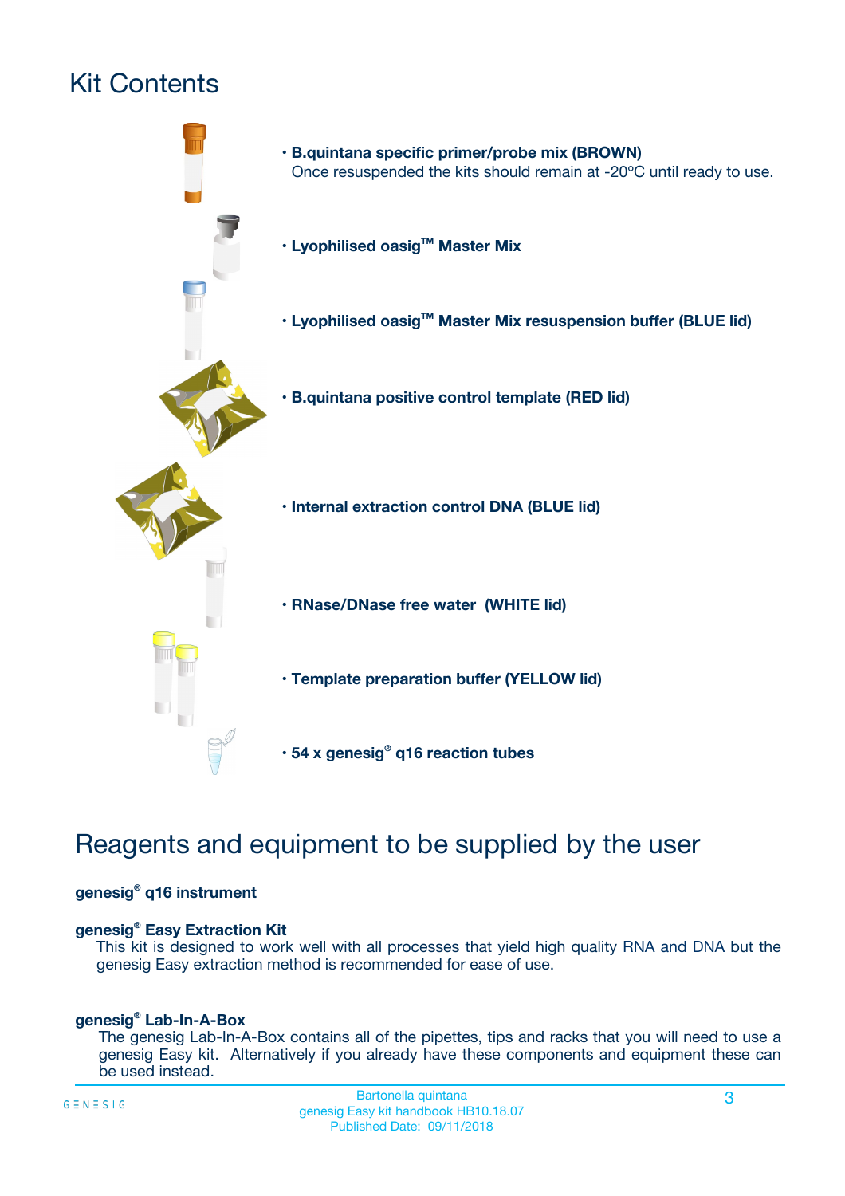# Kit Contents

- **B.quintana specific primer/probe mix (BROWN)**
  Once resuspended the kits should remain at -20ºC until ready to use.
- **Lyophilised oasig™ Master Mix**
- **Lyophilised oasig™ Master Mix resuspension buffer (BLUE lid)**
- **B.quintana positive control template (RED lid)**
- **Internal extraction control DNA (BLUE lid)**
- **RNase/DNase free water (WHITE lid)**
- **Template preparation buffer (YELLOW lid)**
- **54 x genesig® q16 reaction tubes**

# Reagents and equipment to be supplied by the user

**genesig® q16 instrument**

**genesig® Easy Extraction Kit**

This kit is designed to work well with all processes that yield high quality RNA and DNA but the genesig Easy extraction method is recommended for ease of use.

**genesig® Lab-In-A-Box**

The genesig Lab-In-A-Box contains all of the pipettes, tips and racks that you will need to use a genesig Easy kit. Alternatively if you already have these components and equipment these can be used instead.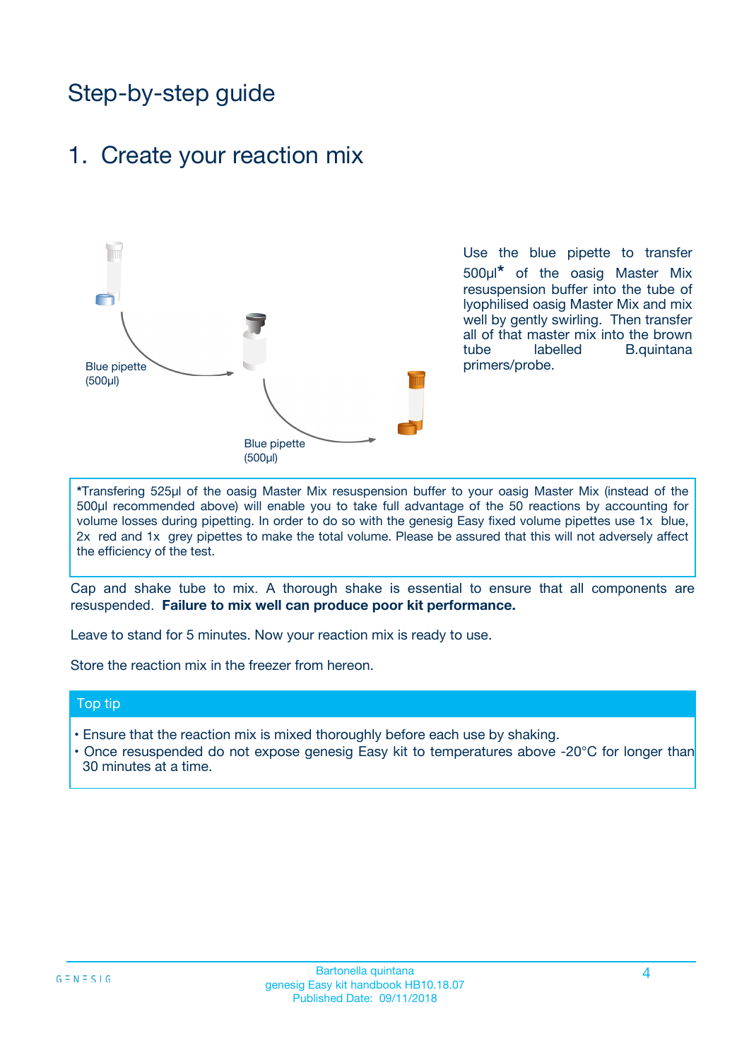# Step-by-step guide

## 1. Create your reaction mix

Blue pipette (500µl)

Blue pipette (500µl)

Use the blue pipette to transfer 500µl* of the oasig Master Mix resuspension buffer into the tube of lyophilised oasig Master Mix and mix well by gently swirling. Then transfer all of that master mix into the brown tube labelled B.quintana primers/probe.

*Transfering 525µl of the oasig Master Mix resuspension buffer to your oasig Master Mix (instead of the 500µl recommended above) will enable you to take full advantage of the 50 reactions by accounting for volume losses during pipetting. In order to do so with the genesig Easy fixed volume pipettes use 1x blue, 2x red and 1x grey pipettes to make the total volume. Please be assured that this will not adversely affect the efficiency of the test.

Cap and shake tube to mix. A thorough shake is essential to ensure that all components are resuspended. **Failure to mix well can produce poor kit performance.**

Leave to stand for 5 minutes. Now your reaction mix is ready to use.

Store the reaction mix in the freezer from hereon.

### Top tip

- Ensure that the reaction mix is mixed thoroughly before each use by shaking.
- Once resuspended do not expose genesig Easy kit to temperatures above -20°C for longer than 30 minutes at a time.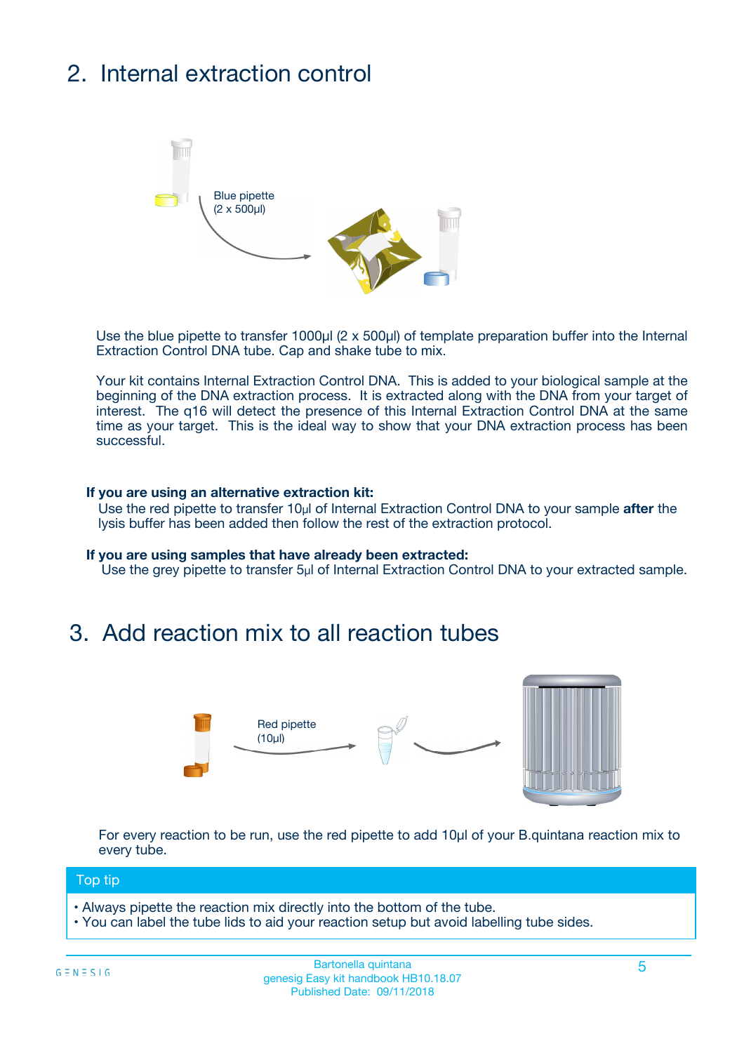## 2. Internal extraction control

Blue pipette
(2 x 500µl)

Use the blue pipette to transfer 1000µl (2 x 500µl) of template preparation buffer into the Internal Extraction Control DNA tube. Cap and shake tube to mix.

Your kit contains Internal Extraction Control DNA. This is added to your biological sample at the beginning of the DNA extraction process. It is extracted along with the DNA from your target of interest. The q16 will detect the presence of this Internal Extraction Control DNA at the same time as your target. This is the ideal way to show that your DNA extraction process has been successful.

**If you are using an alternative extraction kit:**
Use the red pipette to transfer 10µl of Internal Extraction Control DNA to your sample **after** the lysis buffer has been added then follow the rest of the extraction protocol.

**If you are using samples that have already been extracted:**
Use the grey pipette to transfer 5µl of Internal Extraction Control DNA to your extracted sample.

## 3. Add reaction mix to all reaction tubes

Red pipette
(10µl)

For every reaction to be run, use the red pipette to add 10µl of your B.quintana reaction mix to every tube.

**Top tip**

- Always pipette the reaction mix directly into the bottom of the tube.
- You can label the tube lids to aid your reaction setup but avoid labelling tube sides.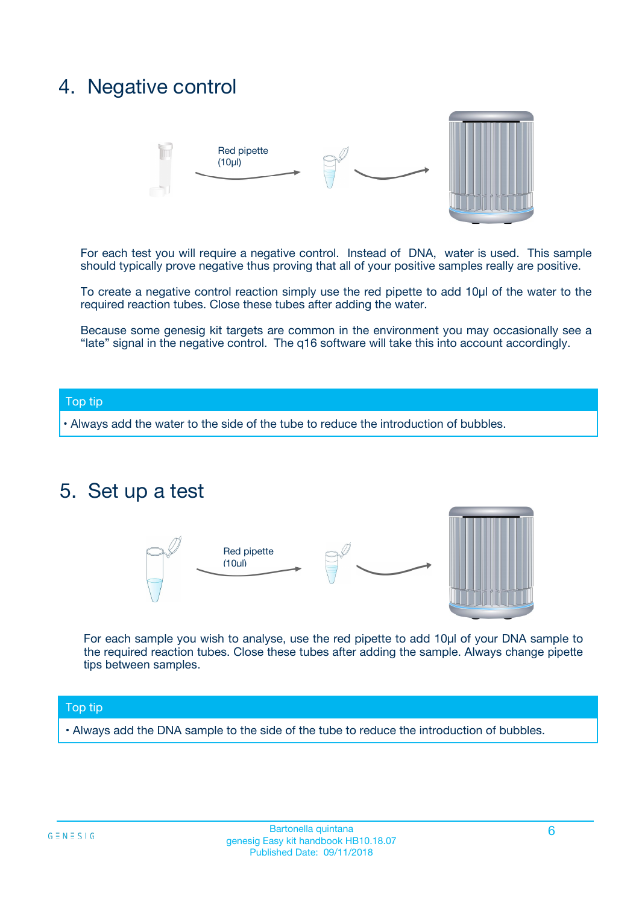## 4. Negative control

Red pipette (10µl)

For each test you will require a negative control. Instead of DNA, water is used. This sample should typically prove negative thus proving that all of your positive samples really are positive.

To create a negative control reaction simply use the red pipette to add 10µl of the water to the required reaction tubes. Close these tubes after adding the water.

Because some genesig kit targets are common in the environment you may occasionally see a "late" signal in the negative control. The q16 software will take this into account accordingly.

**Top tip**

- Always add the water to the side of the tube to reduce the introduction of bubbles.

## 5. Set up a test

Red pipette (10µl)

For each sample you wish to analyse, use the red pipette to add 10µl of your DNA sample to the required reaction tubes. Close these tubes after adding the sample. Always change pipette tips between samples.

**Top tip**

- Always add the DNA sample to the side of the tube to reduce the introduction of bubbles.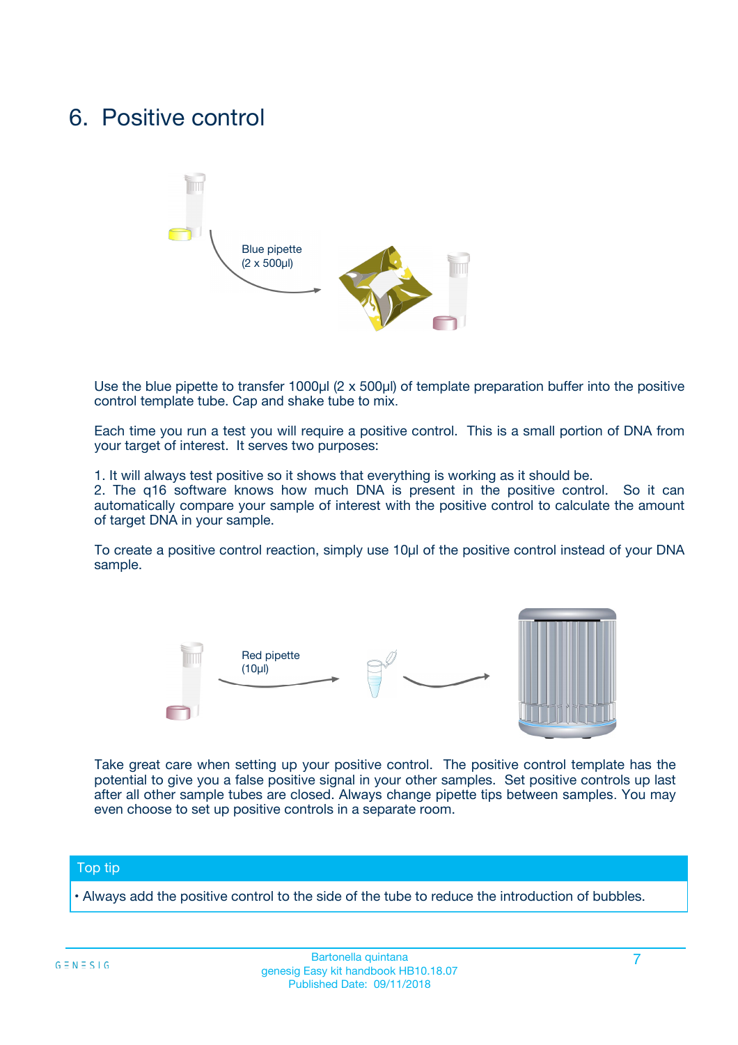# 6. Positive control

Blue pipette
(2 x 500µl)

Use the blue pipette to transfer 1000µl (2 x 500µl) of template preparation buffer into the positive control template tube. Cap and shake tube to mix.

Each time you run a test you will require a positive control. This is a small portion of DNA from your target of interest. It serves two purposes:

1. It will always test positive so it shows that everything is working as it should be.
2. The q16 software knows how much DNA is present in the positive control. So it can automatically compare your sample of interest with the positive control to calculate the amount of target DNA in your sample.

To create a positive control reaction, simply use 10µl of the positive control instead of your DNA sample.

Red pipette
(10µl)

Take great care when setting up your positive control. The positive control template has the potential to give you a false positive signal in your other samples. Set positive controls up last after all other sample tubes are closed. Always change pipette tips between samples. You may even choose to set up positive controls in a separate room.

**Top tip**

- Always add the positive control to the side of the tube to reduce the introduction of bubbles.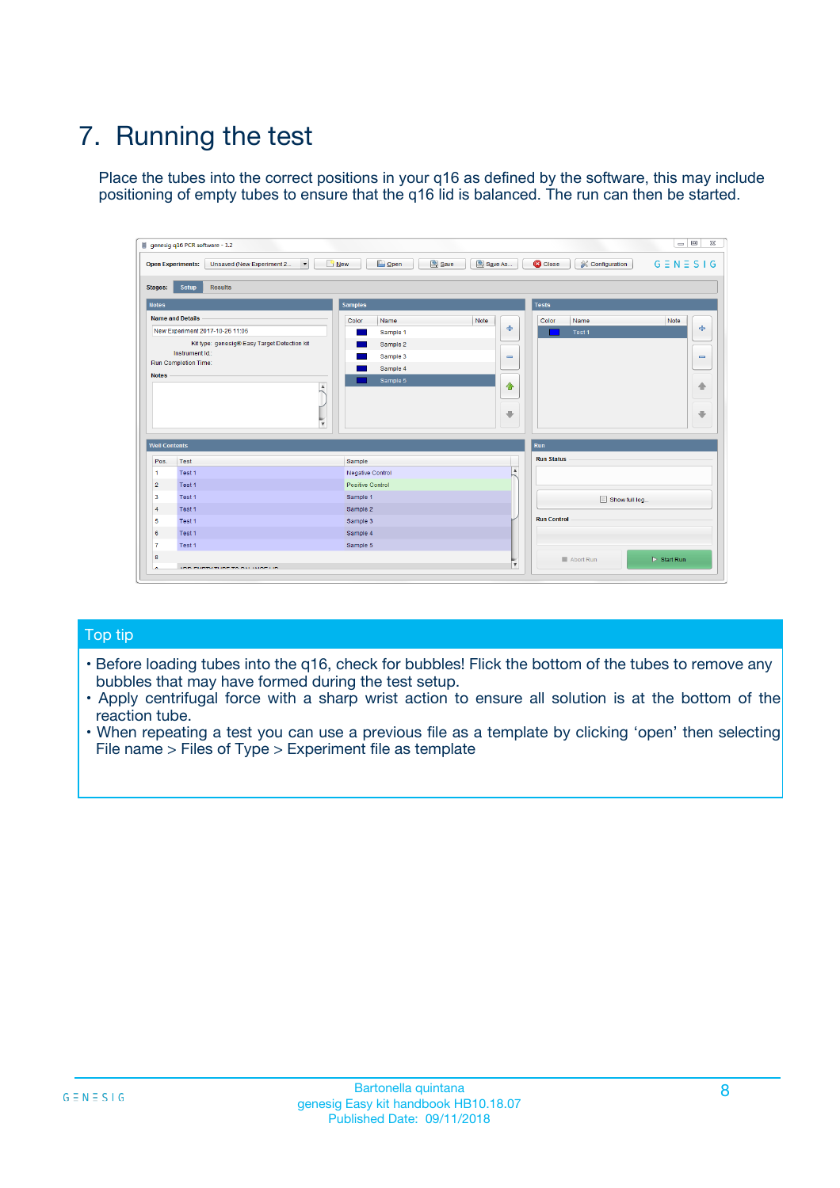# 7. Running the test

Place the tubes into the correct positions in your q16 as defined by the software, this may include positioning of empty tubes to ensure that the q16 lid is balanced. The run can then be started.

## Top tip

- Before loading tubes into the q16, check for bubbles! Flick the bottom of the tubes to remove any bubbles that may have formed during the test setup.
- Apply centrifugal force with a sharp wrist action to ensure all solution is at the bottom of the reaction tube.
- When repeating a test you can use a previous file as a template by clicking ‘open’ then selecting File name > Files of Type > Experiment file as template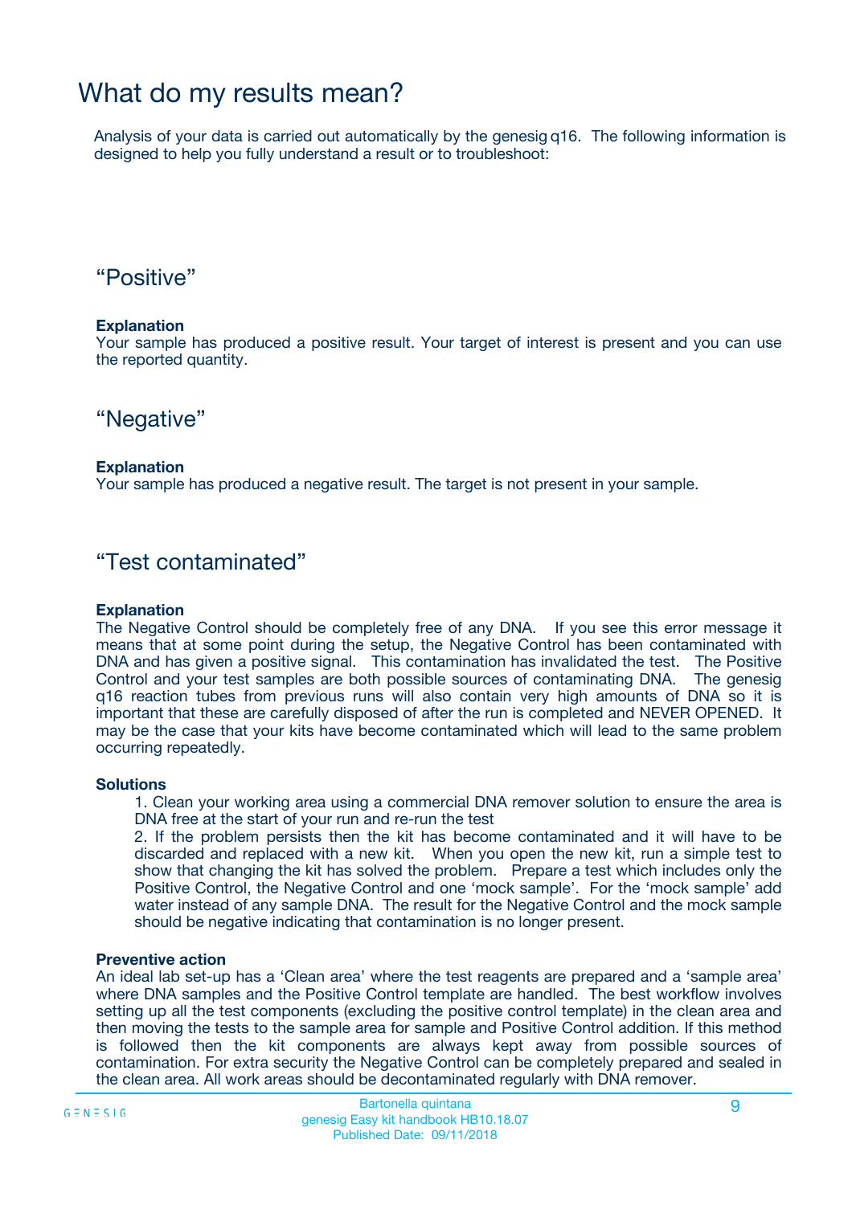# What do my results mean?

Analysis of your data is carried out automatically by the genesig q16. The following information is designed to help you fully understand a result or to troubleshoot:

## “Positive”

**Explanation**
Your sample has produced a positive result. Your target of interest is present and you can use the reported quantity.

## “Negative”

**Explanation**
Your sample has produced a negative result. The target is not present in your sample.

## “Test contaminated”

**Explanation**
The Negative Control should be completely free of any DNA. If you see this error message it means that at some point during the setup, the Negative Control has been contaminated with DNA and has given a positive signal. This contamination has invalidated the test. The Positive Control and your test samples are both possible sources of contaminating DNA. The genesig q16 reaction tubes from previous runs will also contain very high amounts of DNA so it is important that these are carefully disposed of after the run is completed and NEVER OPENED. It may be the case that your kits have become contaminated which will lead to the same problem occurring repeatedly.

**Solutions**

1. Clean your working area using a commercial DNA remover solution to ensure the area is DNA free at the start of your run and re-run the test
2. If the problem persists then the kit has become contaminated and it will have to be discarded and replaced with a new kit. When you open the new kit, run a simple test to show that changing the kit has solved the problem. Prepare a test which includes only the Positive Control, the Negative Control and one ‘mock sample’. For the ‘mock sample’ add water instead of any sample DNA. The result for the Negative Control and the mock sample should be negative indicating that contamination is no longer present.

**Preventive action**
An ideal lab set-up has a ‘Clean area’ where the test reagents are prepared and a ‘sample area’ where DNA samples and the Positive Control template are handled. The best workflow involves setting up all the test components (excluding the positive control template) in the clean area and then moving the tests to the sample area for sample and Positive Control addition. If this method is followed then the kit components are always kept away from possible sources of contamination. For extra security the Negative Control can be completely prepared and sealed in the clean area. All work areas should be decontaminated regularly with DNA remover.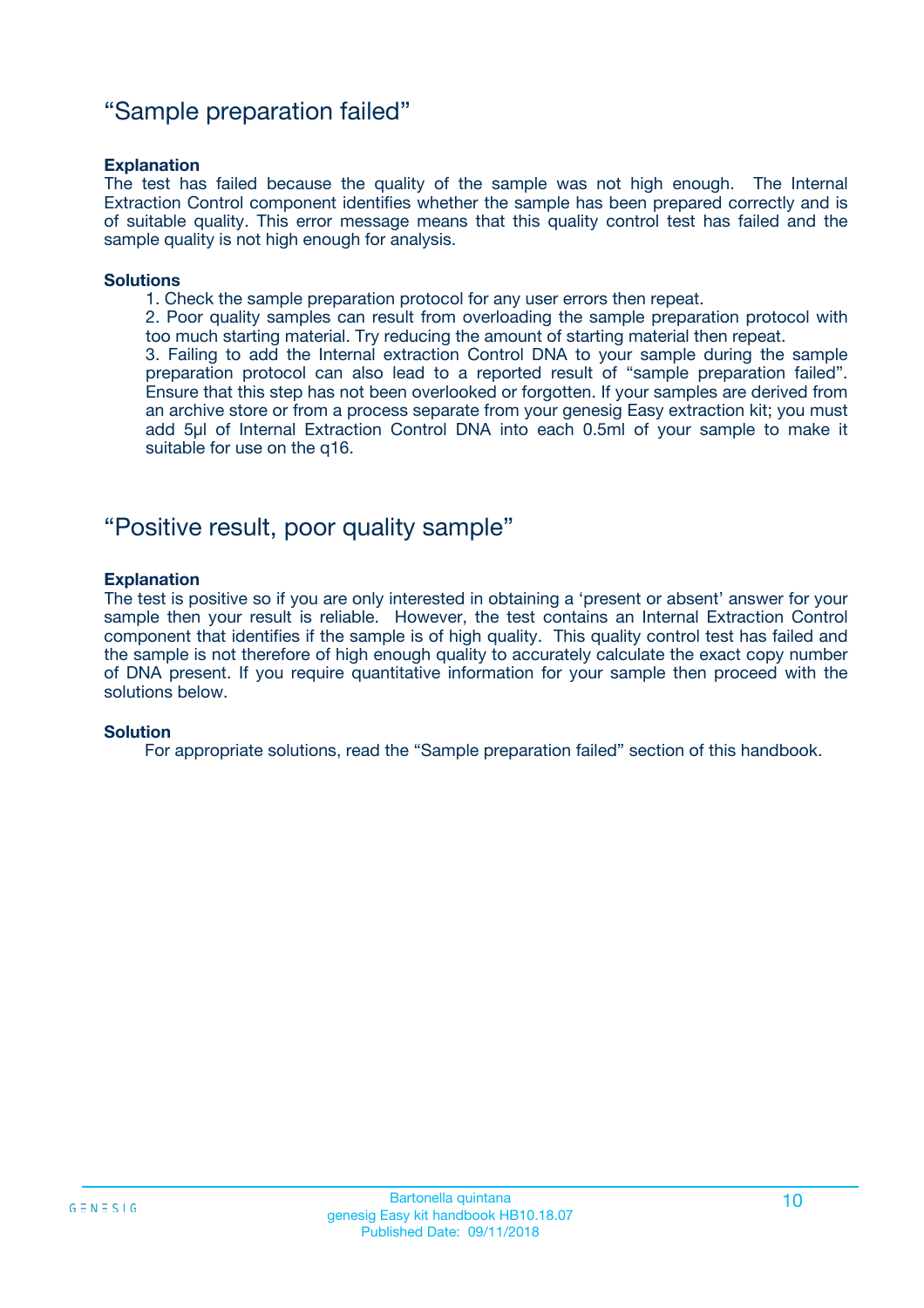## "Sample preparation failed"

**Explanation**

The test has failed because the quality of the sample was not high enough. The Internal Extraction Control component identifies whether the sample has been prepared correctly and is of suitable quality. This error message means that this quality control test has failed and the sample quality is not high enough for analysis.

**Solutions**

1. Check the sample preparation protocol for any user errors then repeat.
2. Poor quality samples can result from overloading the sample preparation protocol with too much starting material. Try reducing the amount of starting material then repeat.
3. Failing to add the Internal extraction Control DNA to your sample during the sample preparation protocol can also lead to a reported result of "sample preparation failed". Ensure that this step has not been overlooked or forgotten. If your samples are derived from an archive store or from a process separate from your genesig Easy extraction kit; you must add 5µl of Internal Extraction Control DNA into each 0.5ml of your sample to make it suitable for use on the q16.

## "Positive result, poor quality sample"

**Explanation**

The test is positive so if you are only interested in obtaining a 'present or absent' answer for your sample then your result is reliable. However, the test contains an Internal Extraction Control component that identifies if the sample is of high quality. This quality control test has failed and the sample is not therefore of high enough quality to accurately calculate the exact copy number of DNA present. If you require quantitative information for your sample then proceed with the solutions below.

**Solution**

For appropriate solutions, read the "Sample preparation failed" section of this handbook.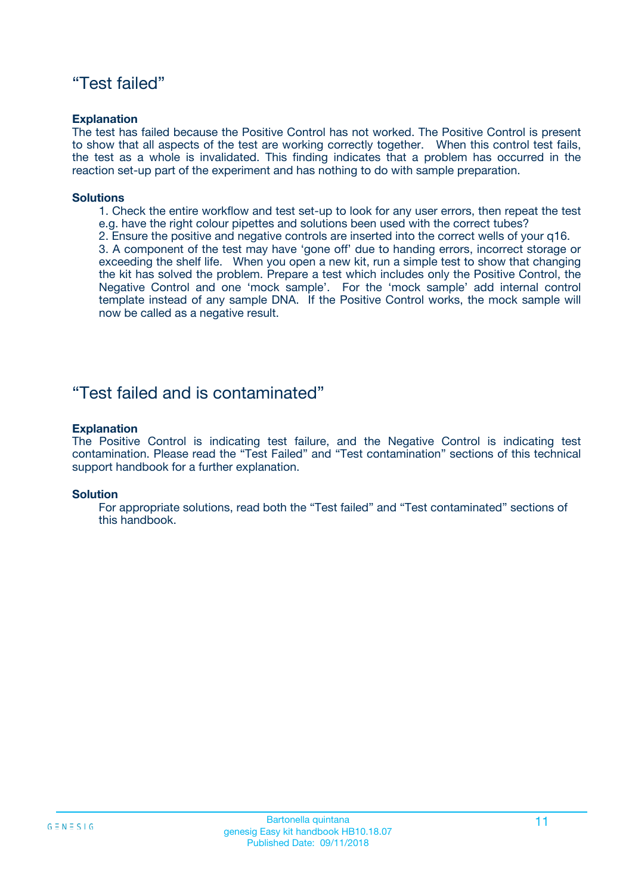## “Test failed”

**Explanation**

The test has failed because the Positive Control has not worked. The Positive Control is present to show that all aspects of the test are working correctly together. When this control test fails, the test as a whole is invalidated. This finding indicates that a problem has occurred in the reaction set-up part of the experiment and has nothing to do with sample preparation.

**Solutions**

1. Check the entire workflow and test set-up to look for any user errors, then repeat the test e.g. have the right colour pipettes and solutions been used with the correct tubes?
2. Ensure the positive and negative controls are inserted into the correct wells of your q16.
3. A component of the test may have ‘gone off’ due to handing errors, incorrect storage or exceeding the shelf life. When you open a new kit, run a simple test to show that changing the kit has solved the problem. Prepare a test which includes only the Positive Control, the Negative Control and one ‘mock sample’. For the ‘mock sample’ add internal control template instead of any sample DNA. If the Positive Control works, the mock sample will now be called as a negative result.

## “Test failed and is contaminated”

**Explanation**

The Positive Control is indicating test failure, and the Negative Control is indicating test contamination. Please read the “Test Failed” and “Test contamination” sections of this technical support handbook for a further explanation.

**Solution**

For appropriate solutions, read both the “Test failed” and “Test contaminated” sections of this handbook.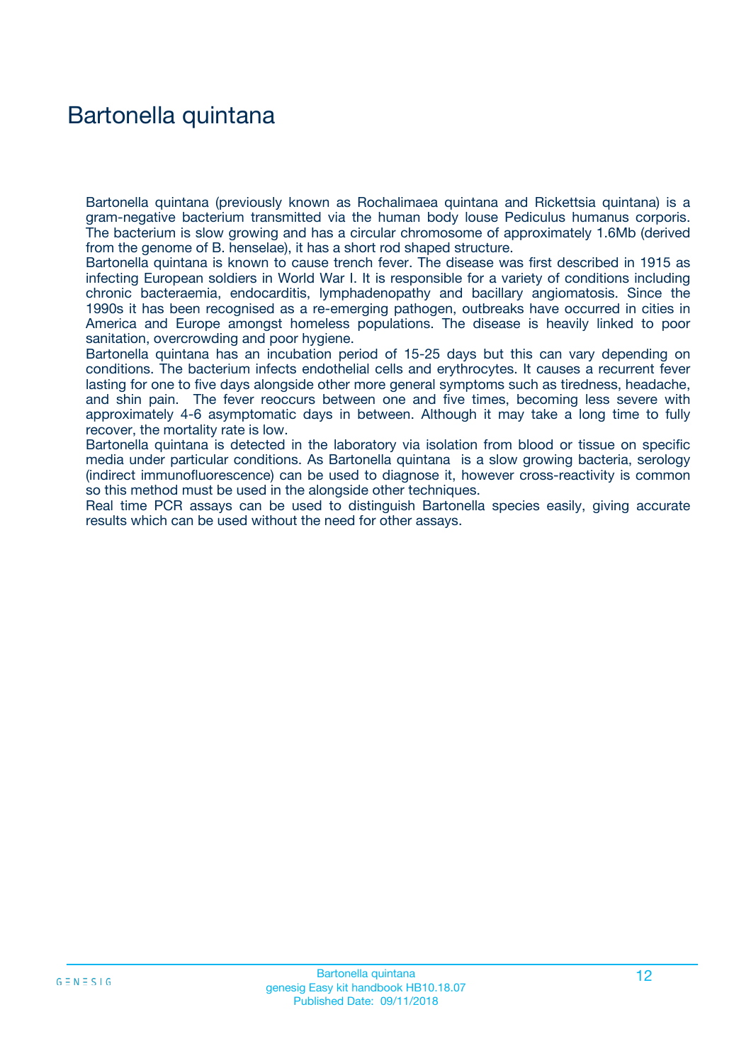# Bartonella quintana

Bartonella quintana (previously known as Rochalimaea quintana and Rickettsia quintana) is a gram-negative bacterium transmitted via the human body louse Pediculus humanus corporis. The bacterium is slow growing and has a circular chromosome of approximately 1.6Mb (derived from the genome of B. henselae), it has a short rod shaped structure.

Bartonella quintana is known to cause trench fever. The disease was first described in 1915 as infecting European soldiers in World War I. It is responsible for a variety of conditions including chronic bacteraemia, endocarditis, lymphadenopathy and bacillary angiomatosis. Since the 1990s it has been recognised as a re-emerging pathogen, outbreaks have occurred in cities in America and Europe amongst homeless populations. The disease is heavily linked to poor sanitation, overcrowding and poor hygiene.

Bartonella quintana has an incubation period of 15-25 days but this can vary depending on conditions. The bacterium infects endothelial cells and erythrocytes. It causes a recurrent fever lasting for one to five days alongside other more general symptoms such as tiredness, headache, and shin pain. The fever reoccurs between one and five times, becoming less severe with approximately 4-6 asymptomatic days in between. Although it may take a long time to fully recover, the mortality rate is low.

Bartonella quintana is detected in the laboratory via isolation from blood or tissue on specific media under particular conditions. As Bartonella quintana is a slow growing bacteria, serology (indirect immunofluorescence) can be used to diagnose it, however cross-reactivity is common so this method must be used in the alongside other techniques.

Real time PCR assays can be used to distinguish Bartonella species easily, giving accurate results which can be used without the need for other assays.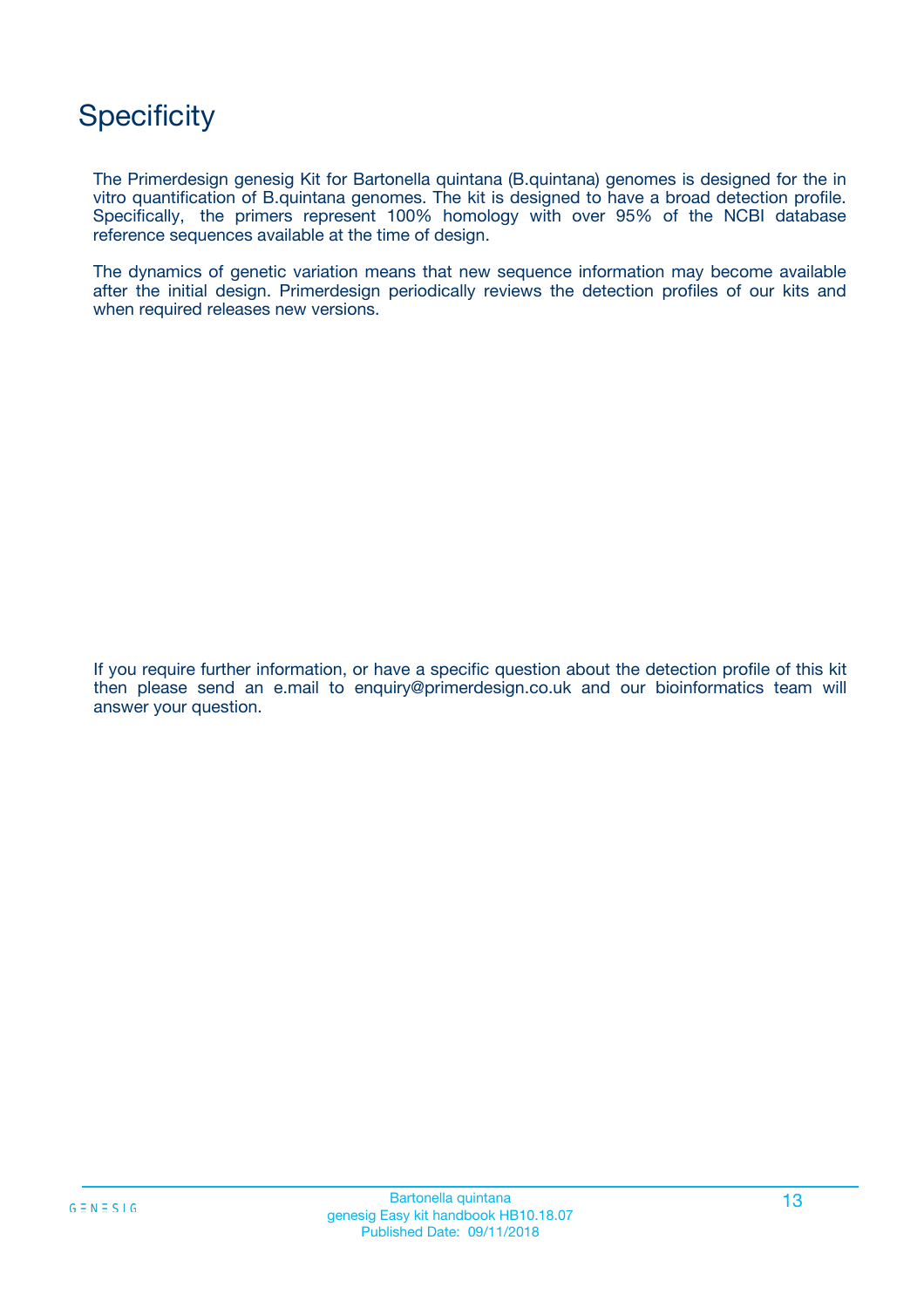# Specificity

The Primerdesign genesig Kit for Bartonella quintana (B.quintana) genomes is designed for the in vitro quantification of B.quintana genomes. The kit is designed to have a broad detection profile. Specifically, the primers represent 100% homology with over 95% of the NCBI database reference sequences available at the time of design.

The dynamics of genetic variation means that new sequence information may become available after the initial design. Primerdesign periodically reviews the detection profiles of our kits and when required releases new versions.

If you require further information, or have a specific question about the detection profile of this kit then please send an e.mail to enquiry@primerdesign.co.uk and our bioinformatics team will answer your question.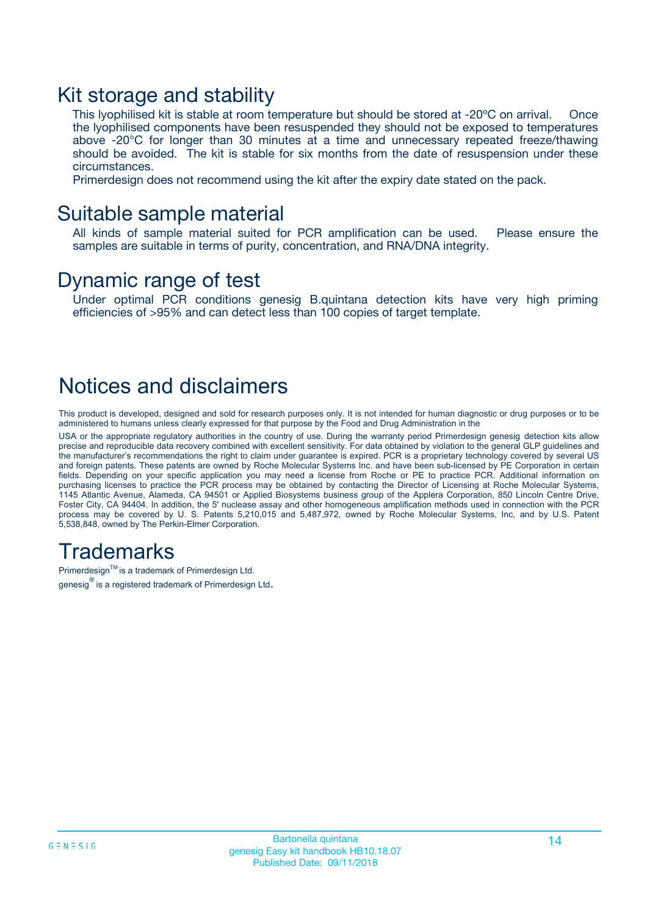## Kit storage and stability

This lyophilised kit is stable at room temperature but should be stored at -20ºC on arrival. Once the lyophilised components have been resuspended they should not be exposed to temperatures above -20°C for longer than 30 minutes at a time and unnecessary repeated freeze/thawing should be avoided. The kit is stable for six months from the date of resuspension under these circumstances.

Primerdesign does not recommend using the kit after the expiry date stated on the pack.

## Suitable sample material

All kinds of sample material suited for PCR amplification can be used. Please ensure the samples are suitable in terms of purity, concentration, and RNA/DNA integrity.

## Dynamic range of test

Under optimal PCR conditions genesig B.quintana detection kits have very high priming efficiencies of >95% and can detect less than 100 copies of target template.

# Notices and disclaimers

This product is developed, designed and sold for research purposes only. It is not intended for human diagnostic or drug purposes or to be administered to humans unless clearly expressed for that purpose by the Food and Drug Administration in the USA or the appropriate regulatory authorities in the country of use. During the warranty period Primerdesign genesig detection kits allow precise and reproducible data recovery combined with excellent sensitivity. For data obtained by violation to the general GLP guidelines and the manufacturer's recommendations the right to claim under guarantee is expired. PCR is a proprietary technology covered by several US and foreign patents. These patents are owned by Roche Molecular Systems Inc. and have been sub-licensed by PE Corporation in certain fields. Depending on your specific application you may need a license from Roche or PE to practice PCR. Additional information on purchasing licenses to practice the PCR process may be obtained by contacting the Director of Licensing at Roche Molecular Systems, 1145 Atlantic Avenue, Alameda, CA 94501 or Applied Biosystems business group of the Applera Corporation, 850 Lincoln Centre Drive, Foster City, CA 94404. In addition, the 5' nuclease assay and other homogeneous amplification methods used in connection with the PCR process may be covered by U. S. Patents 5,210,015 and 5,487,972, owned by Roche Molecular Systems, Inc, and by U.S. Patent 5,538,848, owned by The Perkin-Elmer Corporation.

# Trademarks

Primerdesign™ is a trademark of Primerdesign Ltd.

genesig® is a registered trademark of Primerdesign Ltd.